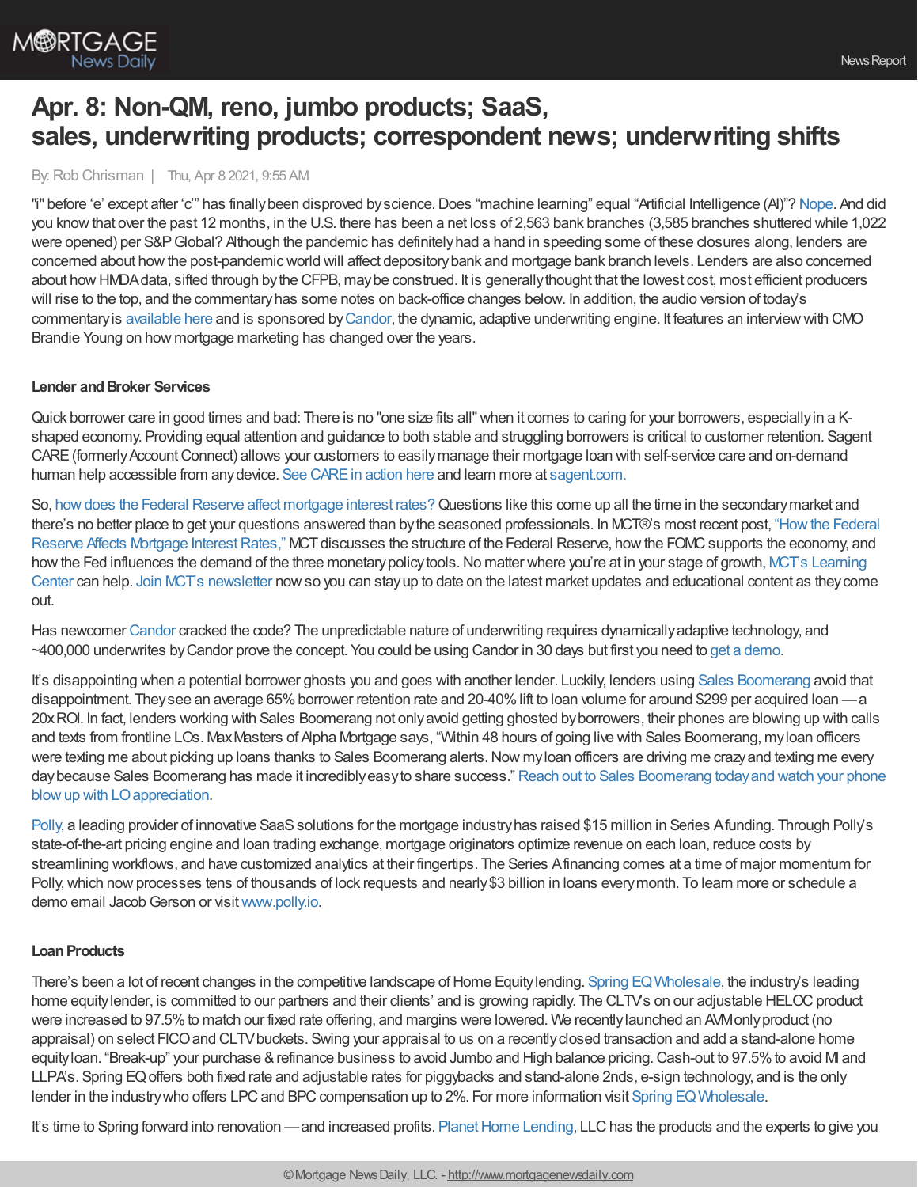# Apr. 8: Non-QM, reno, jumbo products; SaaS, sales, underwriting products; correspondent news; underwriting shifts

By: Rob Chrisman | Thu, Apr 8 2021, 9:55 AM

"i" before 'e' except after 'c'" has finally been disproved by science. Does "machine learning" equal "Artificial Intelligence (AI)"? Nope. And did you know that over the past 12 months, in the U.S. there has been a net loss of 2,563 bank branches (3,585 branches shuttered while 1,022 were opened) per S&P Global? Although the pandemic has definitely had a hand in speeding some of these closures along, lenders are concerned about how the post-pandemic world will affect depository bank and mortgage bank branch levels. Lenders are also concerned about how HMDA data, sifted through by the CFPB, may be construed. It is generally thought that the lowest cost, most efficient producers will rise to the top, and the commentary has some notes on back-office changes below. In addition, the audio version of today's commentary is available here and is sponsored by Candor, the dynamic, adaptive underwriting engine. It features an interview with CMO Brandie Young on how mortgage marketing has changed over the years.

### Lender and Broker Services

Quick borrower care in good times and bad: There is no "one size fits all" when it comes to caring for your borrowers, especially in a K-shaped economy. Providing equal attention and guidance to both stable and struggling borrowers is critical to customer retention. Sagent CARE (formerly Account Connect) allows your customers to easily manage their mortgage loan with self-service care and on-demand human help accessible from any device. See CARE in action here and learn more at sagent.com.

So, how does the Federal Reserve affect mortgage interest rates? Questions like this come up all the time in the secondary market and there's no better place to get your questions answered than by the seasoned professionals. In MCT®'s most recent post, "How the Federal Reserve Affects Mortgage Interest Rates," MCT discusses the structure of the Federal Reserve, how the FOMC supports the economy, and how the Fed influences the demand of the three monetary policy tools. No matter where you're at in your stage of growth, MCT's Learning Center can help. Join MCT's newsletter now so you can stay up to date on the latest market updates and educational content as they come out.

Has newcomer Candor cracked the code? The unpredictable nature of underwriting requires dynamically adaptive technology, and ~400,000 underwrites by Candor prove the concept. You could be using Candor in 30 days but first you need to get a demo.

It's disappointing when a potential borrower ghosts you and goes with another lender. Luckily, lenders using Sales Boomerang avoid that disappointment. They see an average 65% borrower retention rate and 20-40% lift to loan volume for around $299 per acquired loan — a 20x ROI. In fact, lenders working with Sales Boomerang not only avoid getting ghosted by borrowers, their phones are blowing up with calls and texts from frontline LOs. Max Masters of Alpha Mortgage says, "Within 48 hours of going live with Sales Boomerang, my loan officers were texting me about picking up loans thanks to Sales Boomerang alerts. Now my loan officers are driving me crazy and texting me every day because Sales Boomerang has made it incredibly easy to share success." Reach out to Sales Boomerang today and watch your phone blow up with LO appreciation.

Polly, a leading provider of innovative SaaS solutions for the mortgage industry has raised $15 million in Series A funding. Through Polly's state-of-the-art pricing engine and loan trading exchange, mortgage originators optimize revenue on each loan, reduce costs by streamlining workflows, and have customized analytics at their fingertips. The Series A financing comes at a time of major momentum for Polly, which now processes tens of thousands of lock requests and nearly $3 billion in loans every month. To learn more or schedule a demo email Jacob Gerson or visit www.polly.io.

### Loan Products

There's been a lot of recent changes in the competitive landscape of Home Equity lending. Spring EQ Wholesale, the industry's leading home equity lender, is committed to our partners and their clients' and is growing rapidly. The CLTVs on our adjustable HELOC product were increased to 97.5% to match our fixed rate offering, and margins were lowered. We recently launched an AVM only product (no appraisal) on select FICO and CLTV buckets. Swing your appraisal to us on a recently closed transaction and add a stand-alone home equity loan. "Break-up" your purchase & refinance business to avoid Jumbo and High balance pricing. Cash-out to 97.5% to avoid MI and LLPA's. Spring EQ offers both fixed rate and adjustable rates for piggybacks and stand-alone 2nds, e-sign technology, and is the only lender in the industry who offers LPC and BPC compensation up to 2%. For more information visit Spring EQ Wholesale.

It's time to Spring forward into renovation — and increased profits. Planet Home Lending, LLC has the products and the experts to give you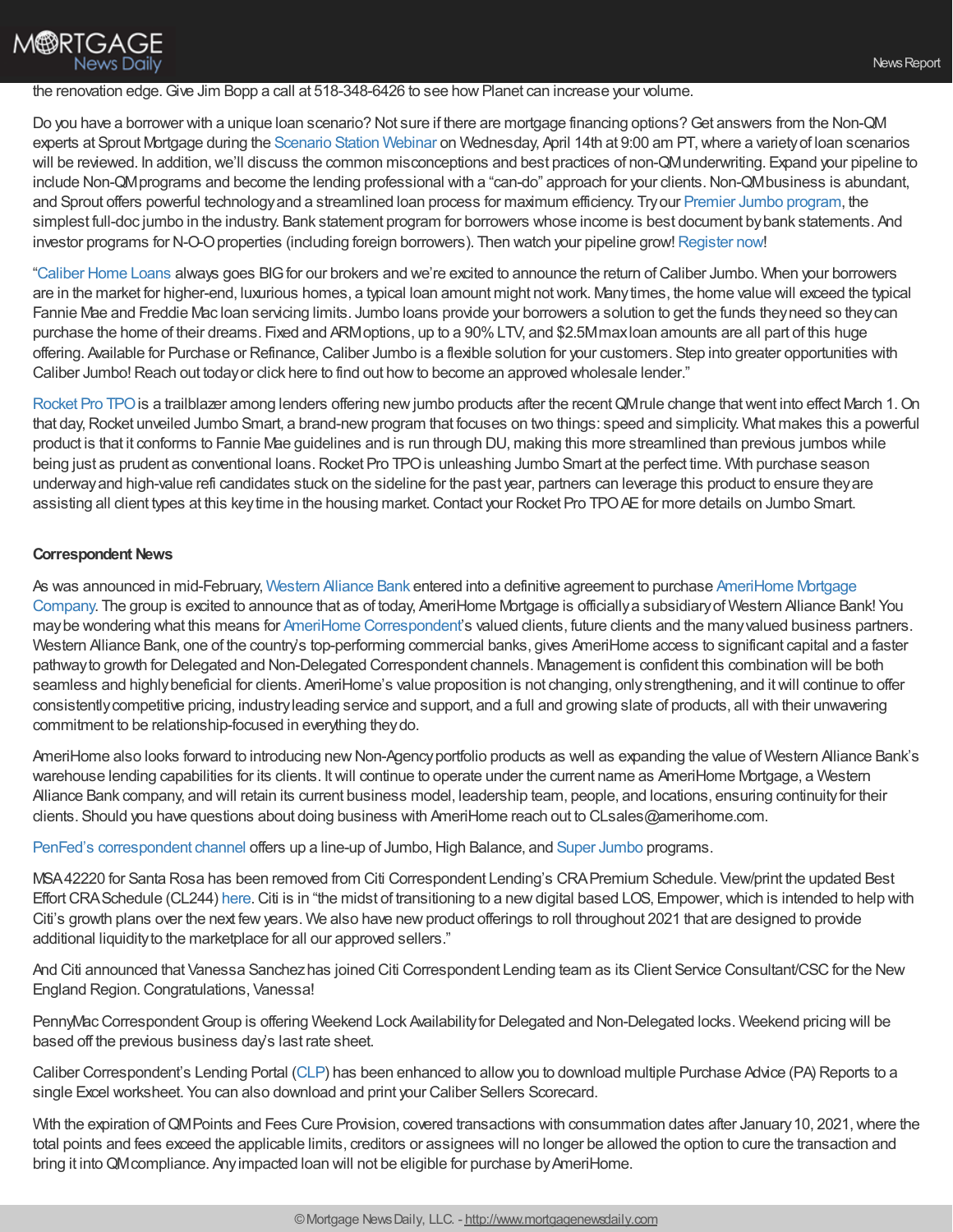the renovation edge. Give Jim Bopp a call at 518-348-6426 to see how Planet can increase your volume.

Do you have a borrower with a unique loan scenario? Not sure if there are mortgage financing options? Get answers from the Non-QM experts at Sprout Mortgage during the Scenario Station Webinar on Wednesday, April 14th at 9:00 am PT, where a variety of loan scenarios will be reviewed. In addition, we'll discuss the common misconceptions and best practices of non-QM underwriting. Expand your pipeline to include Non-QM programs and become the lending professional with a "can-do" approach for your clients. Non-QM business is abundant, and Sprout offers powerful technology and a streamlined loan process for maximum efficiency. Try our Premier Jumbo program, the simplest full-doc jumbo in the industry. Bank statement program for borrowers whose income is best document by bank statements. And investor programs for N-O-O properties (including foreign borrowers). Then watch your pipeline grow! Register now!

"Caliber Home Loans always goes BIG for our brokers and we're excited to announce the return of Caliber Jumbo. When your borrowers are in the market for higher-end, luxurious homes, a typical loan amount might not work. Many times, the home value will exceed the typical Fannie Mae and Freddie Mac loan servicing limits. Jumbo loans provide your borrowers a solution to get the funds they need so they can purchase the home of their dreams. Fixed and ARM options, up to a 90% LTV, and $2.5M max loan amounts are all part of this huge offering. Available for Purchase or Refinance, Caliber Jumbo is a flexible solution for your customers. Step into greater opportunities with Caliber Jumbo! Reach out today or click here to find out how to become an approved wholesale lender."

Rocket Pro TPO is a trailblazer among lenders offering new jumbo products after the recent QM rule change that went into effect March 1. On that day, Rocket unveiled Jumbo Smart, a brand-new program that focuses on two things: speed and simplicity. What makes this a powerful product is that it conforms to Fannie Mae guidelines and is run through DU, making this more streamlined than previous jumbos while being just as prudent as conventional loans. Rocket Pro TPO is unleashing Jumbo Smart at the perfect time. With purchase season underway and high-value refi candidates stuck on the sideline for the past year, partners can leverage this product to ensure they are assisting all client types at this key time in the housing market. Contact your Rocket Pro TPO AE for more details on Jumbo Smart.

**Correspondent News**

As was announced in mid-February, Western Alliance Bank entered into a definitive agreement to purchase AmeriHome Mortgage Company. The group is excited to announce that as of today, AmeriHome Mortgage is officially a subsidiary of Western Alliance Bank! You may be wondering what this means for AmeriHome Correspondent's valued clients, future clients and the many valued business partners. Western Alliance Bank, one of the country's top-performing commercial banks, gives AmeriHome access to significant capital and a faster pathway to growth for Delegated and Non-Delegated Correspondent channels. Management is confident this combination will be both seamless and highly beneficial for clients. AmeriHome's value proposition is not changing, only strengthening, and it will continue to offer consistently competitive pricing, industry leading service and support, and a full and growing slate of products, all with their unwavering commitment to be relationship-focused in everything they do.

AmeriHome also looks forward to introducing new Non-Agency portfolio products as well as expanding the value of Western Alliance Bank's warehouse lending capabilities for its clients. It will continue to operate under the current name as AmeriHome Mortgage, a Western Alliance Bank company, and will retain its current business model, leadership team, people, and locations, ensuring continuity for their clients. Should you have questions about doing business with AmeriHome reach out to CLsales@amerihome.com.

PenFed's correspondent channel offers up a line-up of Jumbo, High Balance, and Super Jumbo programs.

MSA 42220 for Santa Rosa has been removed from Citi Correspondent Lending's CRA Premium Schedule. View/print the updated Best Effort CRA Schedule (CL244) here. Citi is in "the midst of transitioning to a new digital based LOS, Empower, which is intended to help with Citi's growth plans over the next few years. We also have new product offerings to roll throughout 2021 that are designed to provide additional liquidity to the marketplace for all our approved sellers."

And Citi announced that Vanessa Sanchez has joined Citi Correspondent Lending team as its Client Service Consultant/CSC for the New England Region. Congratulations, Vanessa!

PennyMac Correspondent Group is offering Weekend Lock Availability for Delegated and Non-Delegated locks. Weekend pricing will be based off the previous business day's last rate sheet.

Caliber Correspondent's Lending Portal (CLP) has been enhanced to allow you to download multiple Purchase Advice (PA) Reports to a single Excel worksheet. You can also download and print your Caliber Sellers Scorecard.

With the expiration of QM Points and Fees Cure Provision, covered transactions with consummation dates after January 10, 2021, where the total points and fees exceed the applicable limits, creditors or assignees will no longer be allowed the option to cure the transaction and bring it into QM compliance. Any impacted loan will not be eligible for purchase by AmeriHome.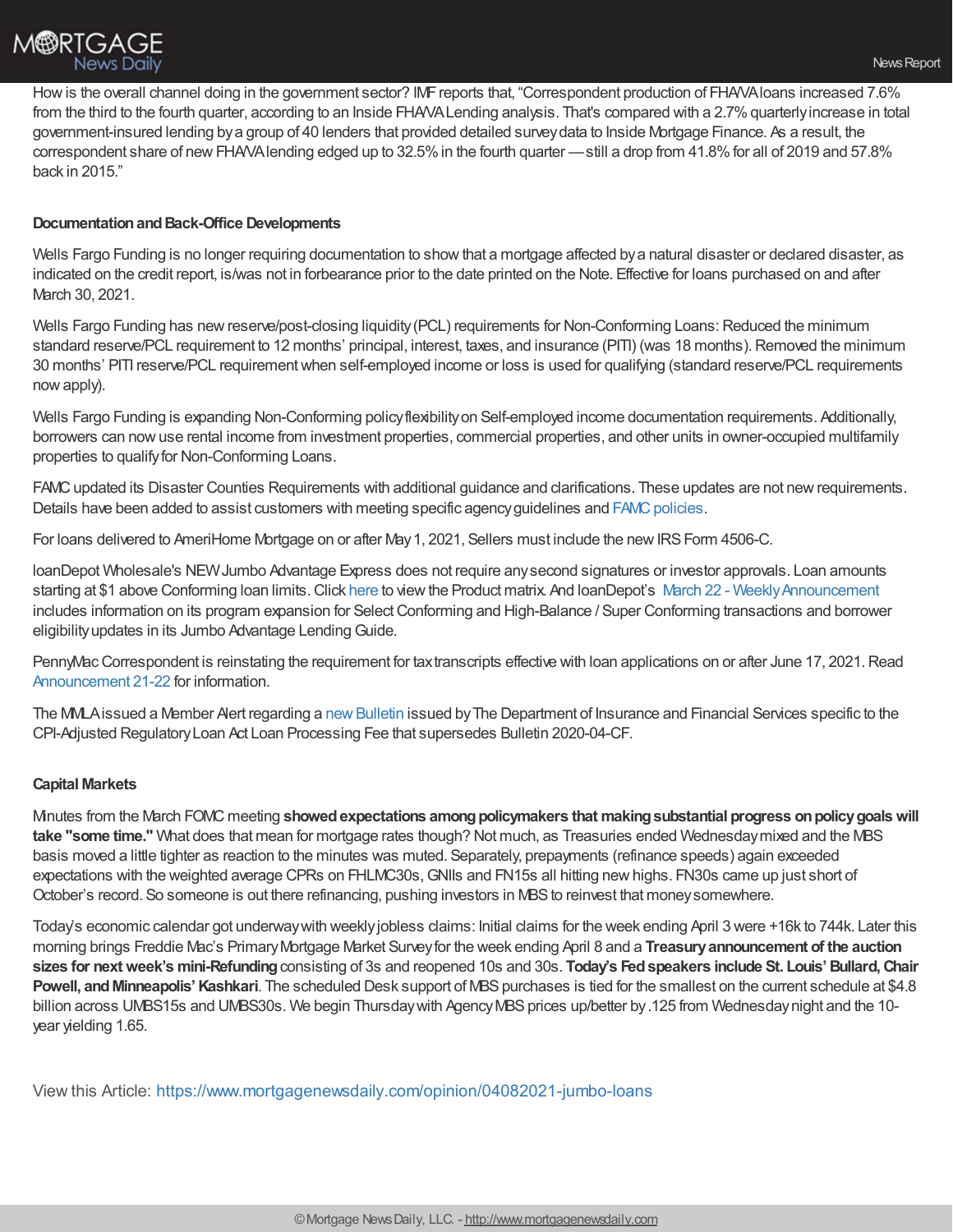How is the overall channel doing in the government sector? IMF reports that, "Correspondent production of FHA/VA loans increased 7.6% from the third to the fourth quarter, according to an Inside FHA/VA Lending analysis. That's compared with a 2.7% quarterly increase in total government-insured lending by a group of 40 lenders that provided detailed survey data to Inside Mortgage Finance. As a result, the correspondent share of new FHA/VA lending edged up to 32.5% in the fourth quarter — still a drop from 41.8% for all of 2019 and 57.8% back in 2015."

**Documentation and Back-Office Developments**

Wells Fargo Funding is no longer requiring documentation to show that a mortgage affected by a natural disaster or declared disaster, as indicated on the credit report, is/was not in forbearance prior to the date printed on the Note. Effective for loans purchased on and after March 30, 2021.

Wells Fargo Funding has new reserve/post-closing liquidity (PCL) requirements for Non-Conforming Loans: Reduced the minimum standard reserve/PCL requirement to 12 months' principal, interest, taxes, and insurance (PITI) (was 18 months). Removed the minimum 30 months' PITI reserve/PCL requirement when self-employed income or loss is used for qualifying (standard reserve/PCL requirements now apply).

Wells Fargo Funding is expanding Non-Conforming policy flexibility on Self-employed income documentation requirements. Additionally, borrowers can now use rental income from investment properties, commercial properties, and other units in owner-occupied multifamily properties to qualify for Non-Conforming Loans.

FAMC updated its Disaster Counties Requirements with additional guidance and clarifications. These updates are not new requirements. Details have been added to assist customers with meeting specific agency guidelines and FAMC policies.

For loans delivered to AmeriHome Mortgage on or after May 1, 2021, Sellers must include the new IRS Form 4506-C.

loanDepot Wholesale's NEW Jumbo Advantage Express does not require any second signatures or investor approvals. Loan amounts starting at $1 above Conforming loan limits. Click here to view the Product matrix. And loanDepot's March 22 - Weekly Announcement includes information on its program expansion for Select Conforming and High-Balance / Super Conforming transactions and borrower eligibility updates in its Jumbo Advantage Lending Guide.

PennyMac Correspondent is reinstating the requirement for tax transcripts effective with loan applications on or after June 17, 2021. Read Announcement 21-22 for information.

The MMLA issued a Member Alert regarding a new Bulletin issued by The Department of Insurance and Financial Services specific to the CPI-Adjusted Regulatory Loan Act Loan Processing Fee that supersedes Bulletin 2020-04-CF.

**Capital Markets**

Minutes from the March FOMC meeting **showed expectations among policymakers that making substantial progress on policy goals will take "some time."** What does that mean for mortgage rates though? Not much, as Treasuries ended Wednesday mixed and the MBS basis moved a little tighter as reaction to the minutes was muted. Separately, prepayments (refinance speeds) again exceeded expectations with the weighted average CPRs on FHLMC30s, GNIIs and FN15s all hitting new highs. FN30s came up just short of October's record. So someone is out there refinancing, pushing investors in MBS to reinvest that money somewhere.

Today's economic calendar got underway with weekly jobless claims: Initial claims for the week ending April 3 were +16k to 744k. Later this morning brings Freddie Mac's Primary Mortgage Market Survey for the week ending April 8 and a **Treasury announcement of the auction sizes for next week's mini-Refunding** consisting of 3s and reopened 10s and 30s. **Today's Fed speakers include St. Louis' Bullard, Chair Powell, and Minneapolis' Kashkari**. The scheduled Desk support of MBS purchases is tied for the smallest on the current schedule at $4.8 billion across UMBS15s and UMBS30s. We begin Thursday with Agency MBS prices up/better by .125 from Wednesday night and the 10-year yielding 1.65.

View this Article: https://www.mortgagenewsdaily.com/opinion/04082021-jumbo-loans